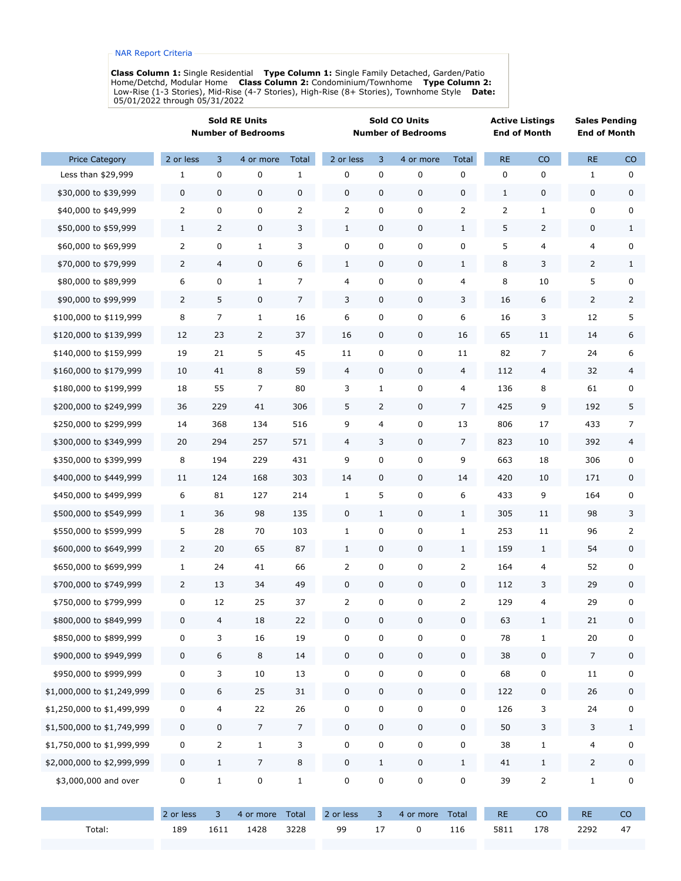NAR Report Criteria

**Class Column 1:** Single Residential **Type Column 1:** Single Family Detached, Garden/Patio Home/Detchd, Modular Home **Class Column 2:** Condominium/Townhome **Type Column 2:** Low-Rise (1-3 Stories), Mid-Rise (4-7 Stories), High-Rise (8+ Stories), Townhome Style **Date:** 05/01/2022 through 05/31/2022

| | Sold RE Units Number of Bedrooms | | | | Sold CO Units Number of Bedrooms | | | | Active Listings End of Month | | Sales Pending End of Month | |
|---|---|---|---|---|---|---|---|---|---|---|---|---|
| Price Category | 2 or less | 3 | 4 or more | Total | 2 or less | 3 | 4 or more | Total | RE | CO | RE | CO |
| Less than $29,999 | 1 | 0 | 0 | 1 | 0 | 0 | 0 | 0 | 0 | 0 | 1 | 0 |
| $30,000 to $39,999 | 0 | 0 | 0 | 0 | 0 | 0 | 0 | 0 | 1 | 0 | 0 | 0 |
| $40,000 to $49,999 | 2 | 0 | 0 | 2 | 2 | 0 | 0 | 2 | 2 | 1 | 0 | 0 |
| $50,000 to $59,999 | 1 | 2 | 0 | 3 | 1 | 0 | 0 | 1 | 5 | 2 | 0 | 1 |
| $60,000 to $69,999 | 2 | 0 | 1 | 3 | 0 | 0 | 0 | 0 | 5 | 4 | 4 | 0 |
| $70,000 to $79,999 | 2 | 4 | 0 | 6 | 1 | 0 | 0 | 1 | 8 | 3 | 2 | 1 |
| $80,000 to $89,999 | 6 | 0 | 1 | 7 | 4 | 0 | 0 | 4 | 8 | 10 | 5 | 0 |
| $90,000 to $99,999 | 2 | 5 | 0 | 7 | 3 | 0 | 0 | 3 | 16 | 6 | 2 | 2 |
| $100,000 to $119,999 | 8 | 7 | 1 | 16 | 6 | 0 | 0 | 6 | 16 | 3 | 12 | 5 |
| $120,000 to $139,999 | 12 | 23 | 2 | 37 | 16 | 0 | 0 | 16 | 65 | 11 | 14 | 6 |
| $140,000 to $159,999 | 19 | 21 | 5 | 45 | 11 | 0 | 0 | 11 | 82 | 7 | 24 | 6 |
| $160,000 to $179,999 | 10 | 41 | 8 | 59 | 4 | 0 | 0 | 4 | 112 | 4 | 32 | 4 |
| $180,000 to $199,999 | 18 | 55 | 7 | 80 | 3 | 1 | 0 | 4 | 136 | 8 | 61 | 0 |
| $200,000 to $249,999 | 36 | 229 | 41 | 306 | 5 | 2 | 0 | 7 | 425 | 9 | 192 | 5 |
| $250,000 to $299,999 | 14 | 368 | 134 | 516 | 9 | 4 | 0 | 13 | 806 | 17 | 433 | 7 |
| $300,000 to $349,999 | 20 | 294 | 257 | 571 | 4 | 3 | 0 | 7 | 823 | 10 | 392 | 4 |
| $350,000 to $399,999 | 8 | 194 | 229 | 431 | 9 | 0 | 0 | 9 | 663 | 18 | 306 | 0 |
| $400,000 to $449,999 | 11 | 124 | 168 | 303 | 14 | 0 | 0 | 14 | 420 | 10 | 171 | 0 |
| $450,000 to $499,999 | 6 | 81 | 127 | 214 | 1 | 5 | 0 | 6 | 433 | 9 | 164 | 0 |
| $500,000 to $549,999 | 1 | 36 | 98 | 135 | 0 | 1 | 0 | 1 | 305 | 11 | 98 | 3 |
| $550,000 to $599,999 | 5 | 28 | 70 | 103 | 1 | 0 | 0 | 1 | 253 | 11 | 96 | 2 |
| $600,000 to $649,999 | 2 | 20 | 65 | 87 | 1 | 0 | 0 | 1 | 159 | 1 | 54 | 0 |
| $650,000 to $699,999 | 1 | 24 | 41 | 66 | 2 | 0 | 0 | 2 | 164 | 4 | 52 | 0 |
| $700,000 to $749,999 | 2 | 13 | 34 | 49 | 0 | 0 | 0 | 0 | 112 | 3 | 29 | 0 |
| $750,000 to $799,999 | 0 | 12 | 25 | 37 | 2 | 0 | 0 | 2 | 129 | 4 | 29 | 0 |
| $800,000 to $849,999 | 0 | 4 | 18 | 22 | 0 | 0 | 0 | 0 | 63 | 1 | 21 | 0 |
| $850,000 to $899,999 | 0 | 3 | 16 | 19 | 0 | 0 | 0 | 0 | 78 | 1 | 20 | 0 |
| $900,000 to $949,999 | 0 | 6 | 8 | 14 | 0 | 0 | 0 | 0 | 38 | 0 | 7 | 0 |
| $950,000 to $999,999 | 0 | 3 | 10 | 13 | 0 | 0 | 0 | 0 | 68 | 0 | 11 | 0 |
| $1,000,000 to $1,249,999 | 0 | 6 | 25 | 31 | 0 | 0 | 0 | 0 | 122 | 0 | 26 | 0 |
| $1,250,000 to $1,499,999 | 0 | 4 | 22 | 26 | 0 | 0 | 0 | 0 | 126 | 3 | 24 | 0 |
| $1,500,000 to $1,749,999 | 0 | 0 | 7 | 7 | 0 | 0 | 0 | 0 | 50 | 3 | 3 | 1 |
| $1,750,000 to $1,999,999 | 0 | 2 | 1 | 3 | 0 | 0 | 0 | 0 | 38 | 1 | 4 | 0 |
| $2,000,000 to $2,999,999 | 0 | 1 | 7 | 8 | 0 | 1 | 0 | 1 | 41 | 1 | 2 | 0 |
| $3,000,000 and over | 0 | 1 | 0 | 1 | 0 | 0 | 0 | 0 | 39 | 2 | 1 | 0 |
| | 2 or less | 3 | 4 or more | Total | 2 or less | 3 | 4 or more | Total | RE | CO | RE | CO |
| Total: | 189 | 1611 | 1428 | 3228 | 99 | 17 | 0 | 116 | 5811 | 178 | 2292 | 47 |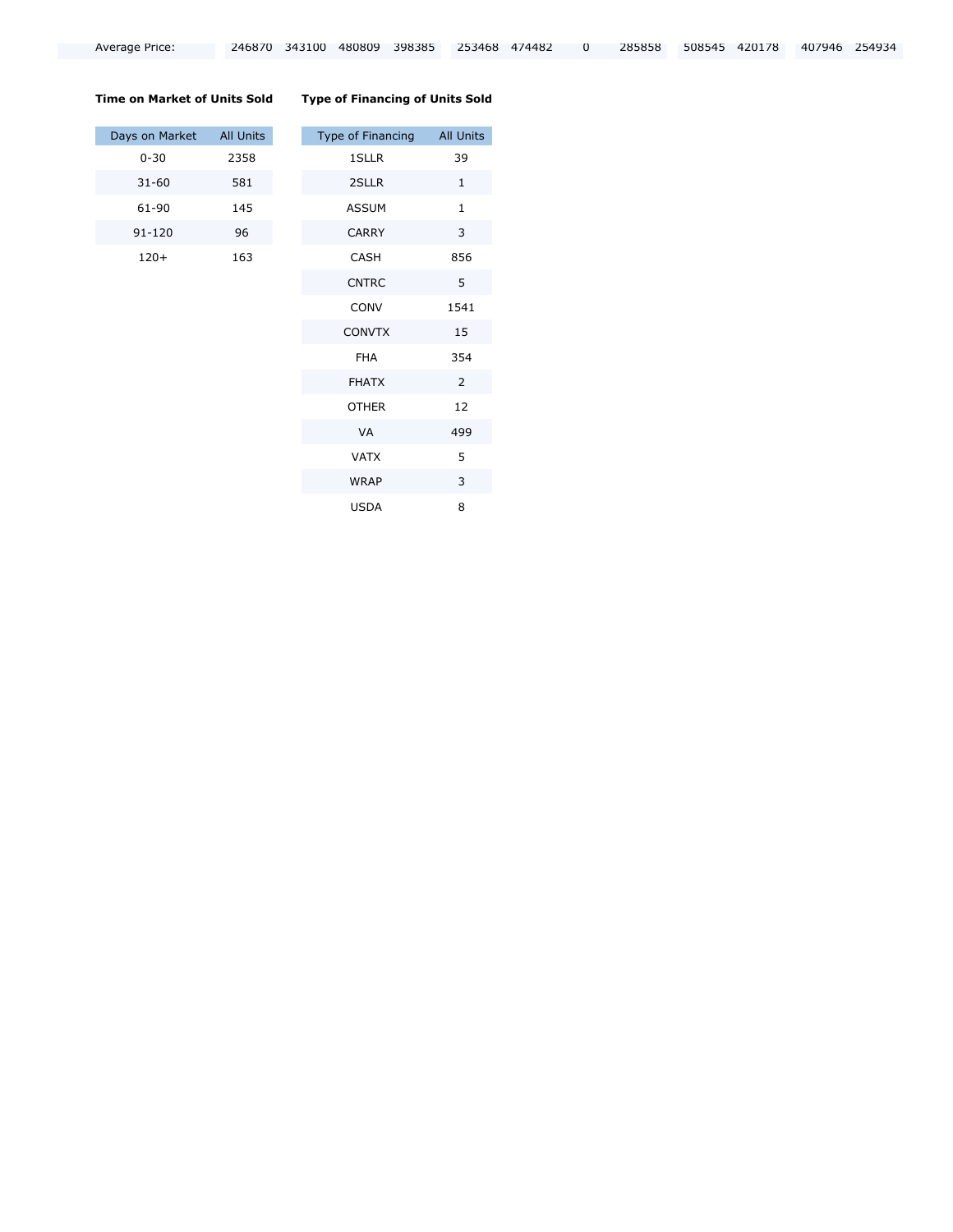| | | | | | | | | | | | | |
|---|---|---|---|---|---|---|---|---|---|---|---|---|
| Average Price: | 246870 | 343100 | 480809 | 398385 | 253468 | 474482 | 0 | 285858 | 508545 | 420178 | 407946 | 254934 |

**Time on Market of Units Sold**

| Days on Market | All Units |
|---|---|
| 0-30 | 2358 |
| 31-60 | 581 |
| 61-90 | 145 |
| 91-120 | 96 |
| 120+ | 163 |

**Type of Financing of Units Sold**

| Type of Financing | All Units |
|---|---|
| 1SLLR | 39 |
| 2SLLR | 1 |
| ASSUM | 1 |
| CARRY | 3 |
| CASH | 856 |
| CNTRC | 5 |
| CONV | 1541 |
| CONVTX | 15 |
| FHA | 354 |
| FHATX | 2 |
| OTHER | 12 |
| VA | 499 |
| VATX | 5 |
| WRAP | 3 |
| USDA | 8 |